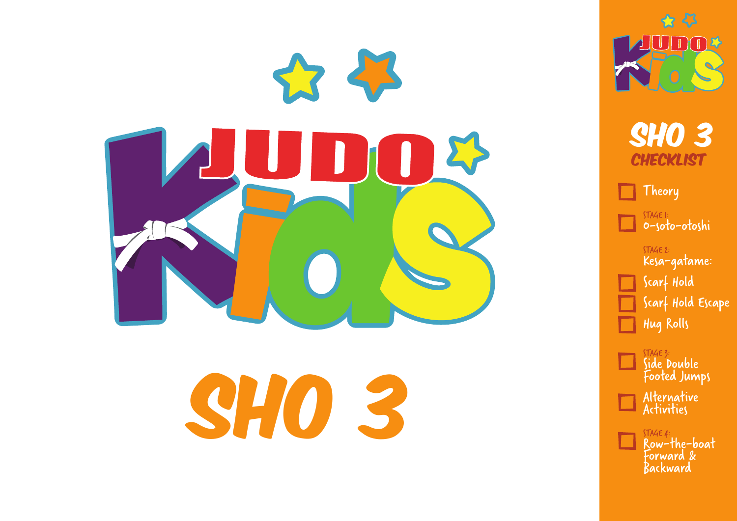# JUDO Kids

# SHO 3

## SHO 3 CHECKLIST

- ☐ Theory
- ☐ STAGE 1: O-soto-otoshi
- STAGE 2: Kesa-gatame:
  - ☐ Scarf Hold
  - ☐ Scarf Hold Escape
  - ☐ Hug Rolls
- ☐ STAGE 3: Side Double Footed Jumps
- ☐ Alternative Activities
- ☐ STAGE 4: Row-the-boat Forward & Backward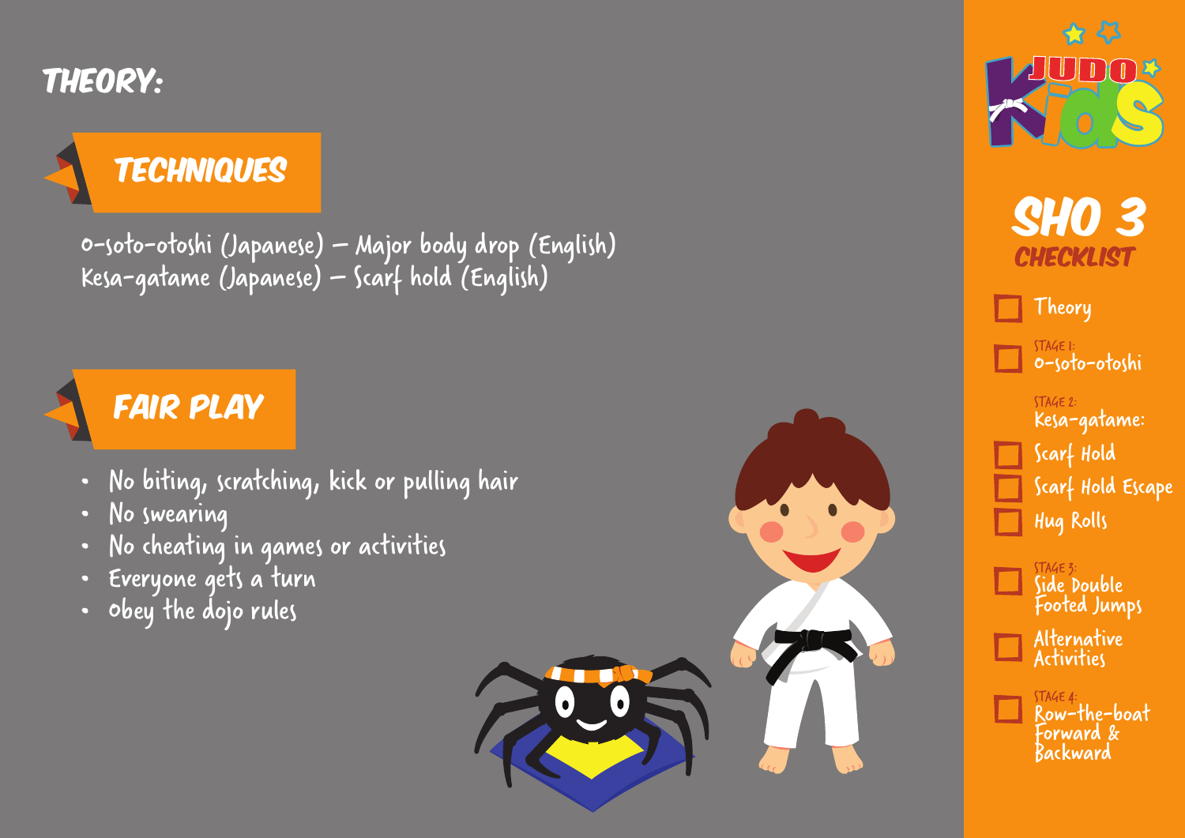# THEORY:

## TECHNIQUES

O-soto-otoshi (Japanese) – Major body drop (English)
Kesa-gatame (Japanese) – Scarf hold (English)

## FAIR PLAY

- No biting, scratching, kick or pulling hair
- No swearing
- No cheating in games or activities
- Everyone gets a turn
- Obey the dojo rules

JUDO Kids

## SHO 3 CHECKLIST

- [ ] Theory
- [ ] STAGE 1: O-soto-otoshi

STAGE 2: Kesa-gatame:

- [ ] Scarf Hold
- [ ] Scarf Hold Escape
- [ ] Hug Rolls
- [ ] STAGE 3: Side Double Footed Jumps
- [ ] Alternative Activities
- [ ] STAGE 4: Row-the-boat Forward & Backward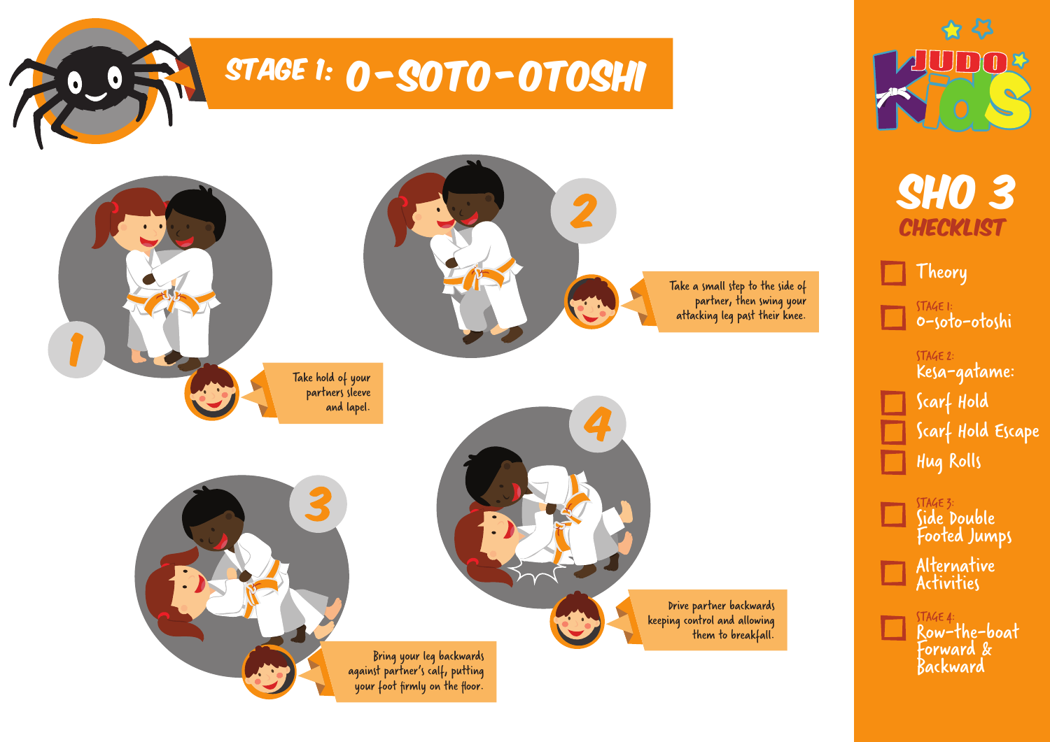# STAGE 1: O-SOTO-OTOSHI

1. Take hold of your partners sleeve and lapel.

2. Take a small step to the side of partner, then swing your attacking leg past their knee.

3. Bring your leg backwards against partner's calf, putting your foot firmly on the floor.

4. Drive partner backwards keeping control and allowing them to breakfall.

JUDO Kids

## SHO 3 CHECKLIST

- [ ] Theory
- [ ] STAGE 1: O-soto-otoshi

STAGE 2: Kesa-gatame:

- [ ] Scarf Hold
- [ ] Scarf Hold Escape
- [ ] Hug Rolls
- [ ] STAGE 3: Side Double Footed Jumps
- [ ] Alternative Activities
- [ ] STAGE 4: Row-the-boat Forward & Backward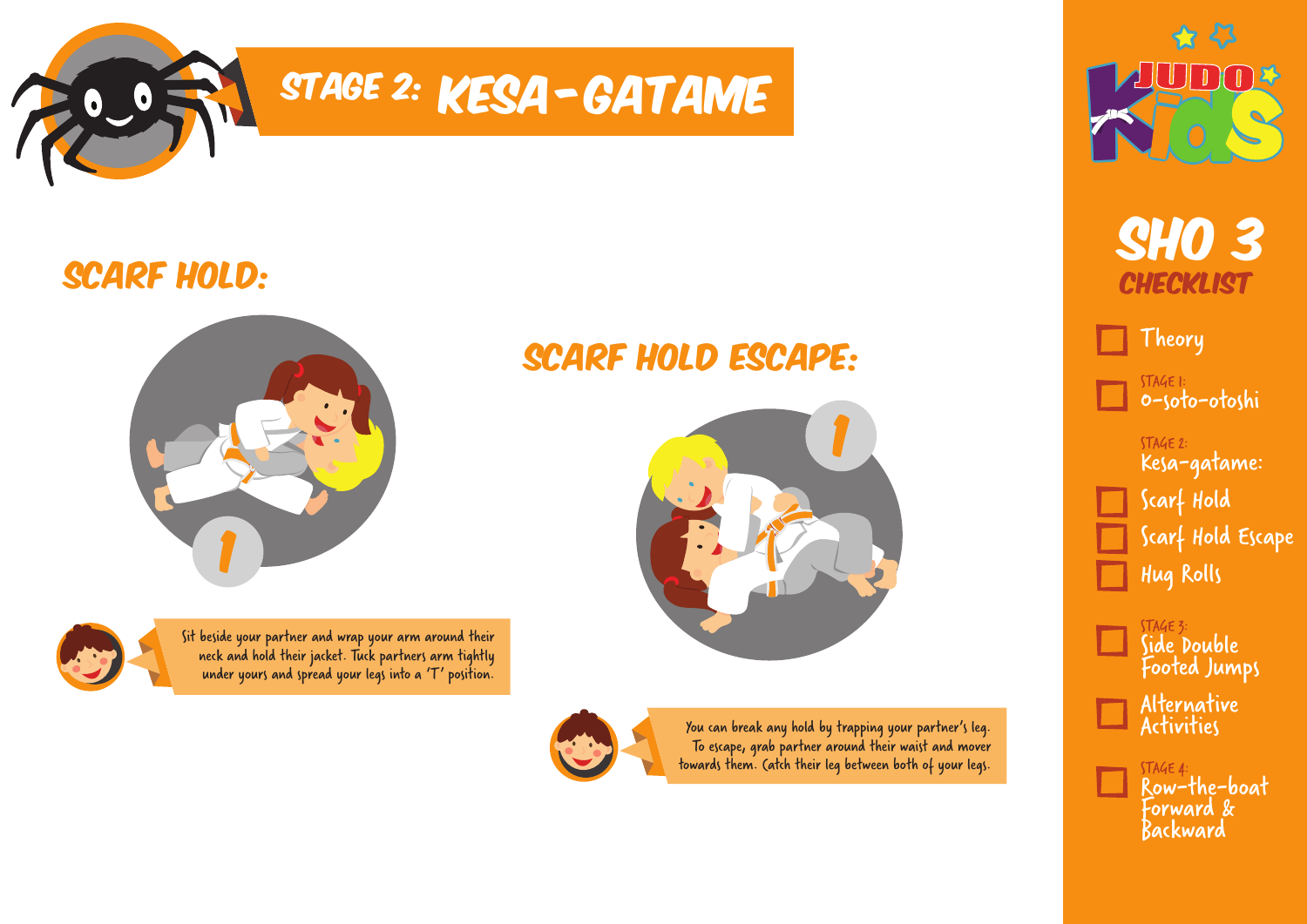# STAGE 2: KESA-GATAME

## SCARF HOLD:

1

Sit beside your partner and wrap your arm around their neck and hold their jacket. Tuck partners arm tightly under yours and spread your legs into a 'T' position.

## SCARF HOLD ESCAPE:

1

You can break any hold by trapping your partner's leg. To escape, grab partner around their waist and mover towards them. Catch their leg between both of your legs.

JUDO Kids

## SHO 3 CHECKLIST

- [ ] Theory
- [ ] STAGE 1: o-soto-otoshi

STAGE 2: Kesa-gatame:

- [ ] Scarf Hold
- [ ] Scarf Hold Escape
- [ ] Hug Rolls
- [ ] STAGE 3: Side Double Footed Jumps
- [ ] Alternative Activities
- [ ] STAGE 4: Row-the-boat Forward & Backward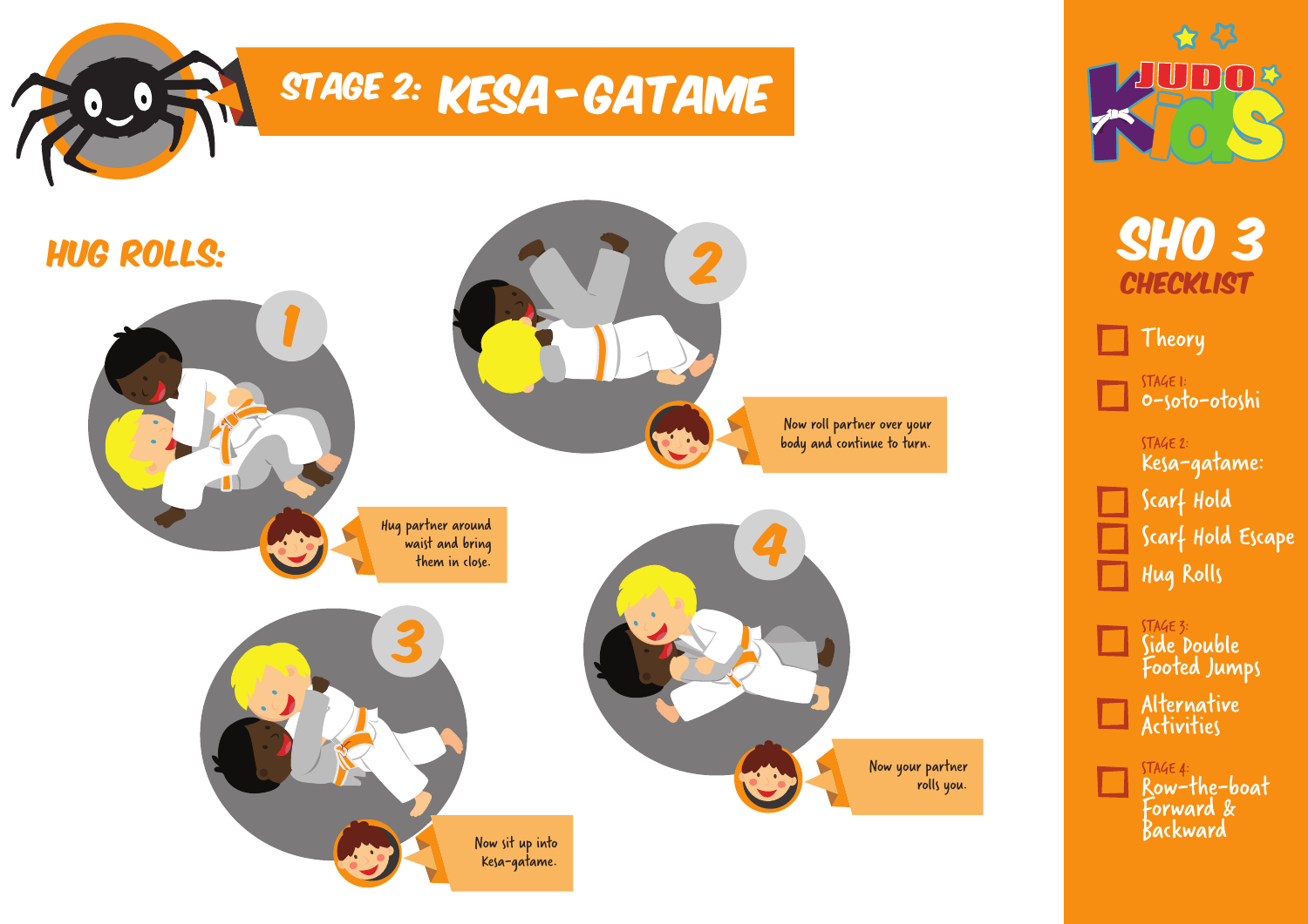# STAGE 2: KESA-GATAME

## HUG ROLLS:

1. Hug partner around waist and bring them in close.
2. Now roll partner over your body and continue to turn.
3. Now sit up into Kesa-gatame.
4. Now your partner rolls you.

## SHO 3 CHECKLIST

- [ ] Theory
- [ ] STAGE 1: O-soto-otoshi
- STAGE 2: Kesa-gatame:
  - [ ] Scarf Hold
  - [ ] Scarf Hold Escape
  - [ ] Hug Rolls
- [ ] STAGE 3: Side Double Footed Jumps
- [ ] Alternative Activities
- [ ] STAGE 4: Row-the-boat Forward & Backward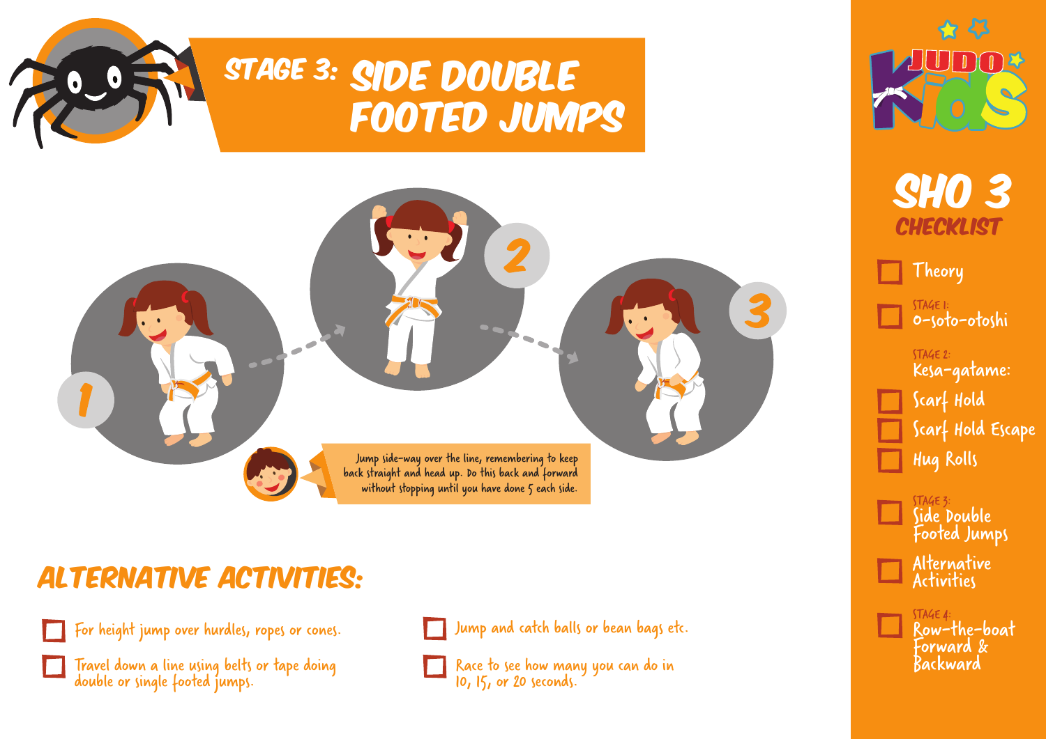# STAGE 3: SIDE DOUBLE FOOTED JUMPS

1

2

3

Jump side-way over the line, remembering to keep back straight and head up. Do this back and forward without stopping until you have done 5 each side.

## ALTERNATIVE ACTIVITIES:

- [ ] For height jump over hurdles, ropes or cones.
- [ ] Travel down a line using belts or tape doing double or single footed jumps.
- [ ] Jump and catch balls or bean bags etc.
- [ ] Race to see how many you can do in 10, 15, or 20 seconds.

JUDO Kids

## SHO 3 CHECKLIST

- [ ] Theory
- [ ] STAGE 1: o-soto-otoshi

STAGE 2: Kesa-gatame:

- [ ] Scarf Hold
- [ ] Scarf Hold Escape
- [ ] Hug Rolls
- [ ] STAGE 3: Side Double Footed Jumps
- [ ] Alternative Activities
- [ ] STAGE 4: Row-the-boat Forward & Backward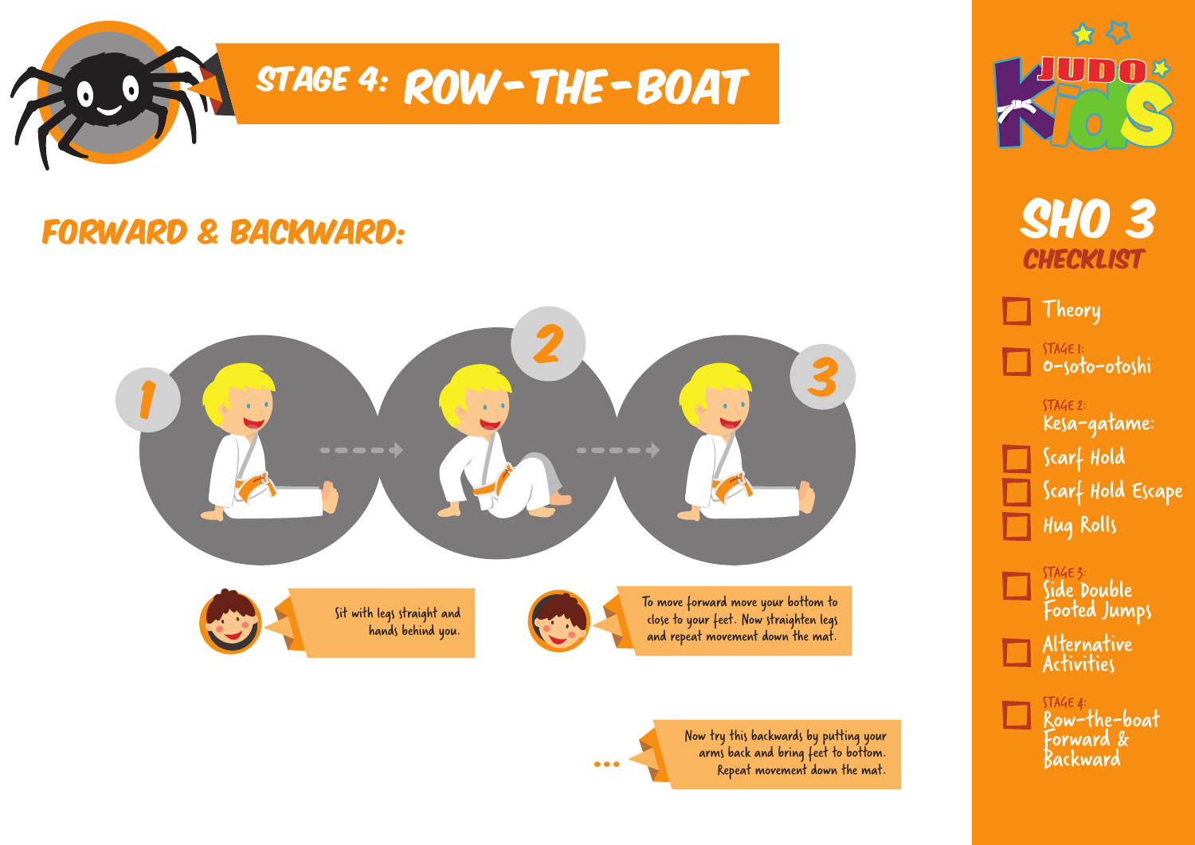# STAGE 4: ROW-THE-BOAT

## FORWARD & BACKWARD:

1

2

3

Sit with legs straight and hands behind you.

To move forward move your bottom to close to your feet. Now straighten legs and repeat movement down the mat.

...Now try this backwards by putting your arms back and bring feet to bottom. Repeat movement down the mat.

## SHO 3 CHECKLIST

- Theory
- STAGE 1: O-soto-otoshi
- STAGE 2: Kesa-gatame:
  - Scarf Hold
  - Scarf Hold Escape
  - Hug Rolls
- STAGE 3: Side Double Footed Jumps
- Alternative Activities
- STAGE 4: Row-the-boat Forward & Backward